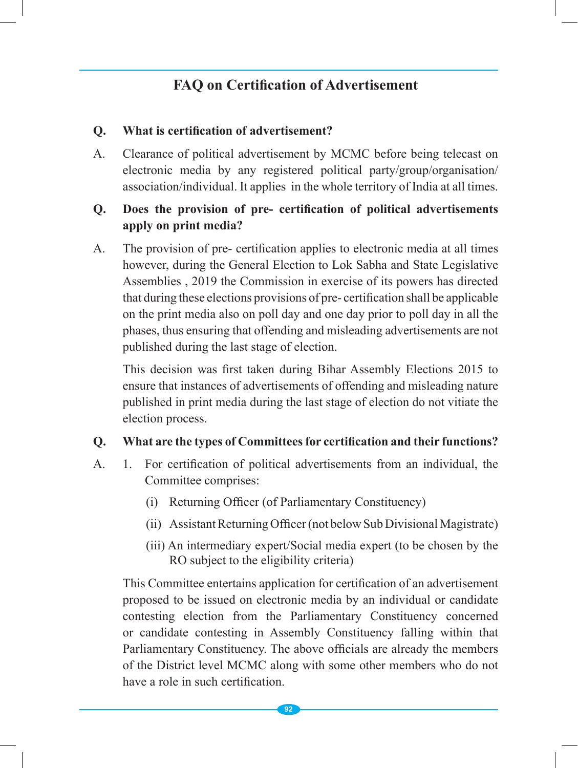# FAQ on Certification of Advertisement

**Q. What is certification of advertisement?**

A. Clearance of political advertisement by MCMC before being telecast on electronic media by any registered political party/group/organisation/ association/individual. It applies in the whole territory of India at all times.

**Q. Does the provision of pre- certification of political advertisements apply on print media?**

A. The provision of pre- certification applies to electronic media at all times however, during the General Election to Lok Sabha and State Legislative Assemblies , 2019 the Commission in exercise of its powers has directed that during these elections provisions of pre- certification shall be applicable on the print media also on poll day and one day prior to poll day in all the phases, thus ensuring that offending and misleading advertisements are not published during the last stage of election.

This decision was first taken during Bihar Assembly Elections 2015 to ensure that instances of advertisements of offending and misleading nature published in print media during the last stage of election do not vitiate the election process.

**Q. What are the types of Committees for certification and their functions?**

A. 1. For certification of political advertisements from an individual, the Committee comprises:

   (i) Returning Officer (of Parliamentary Constituency)

   (ii) Assistant Returning Officer (not below Sub Divisional Magistrate)

   (iii) An intermediary expert/Social media expert (to be chosen by the RO subject to the eligibility criteria)

This Committee entertains application for certification of an advertisement proposed to be issued on electronic media by an individual or candidate contesting election from the Parliamentary Constituency concerned or candidate contesting in Assembly Constituency falling within that Parliamentary Constituency. The above officials are already the members of the District level MCMC along with some other members who do not have a role in such certification.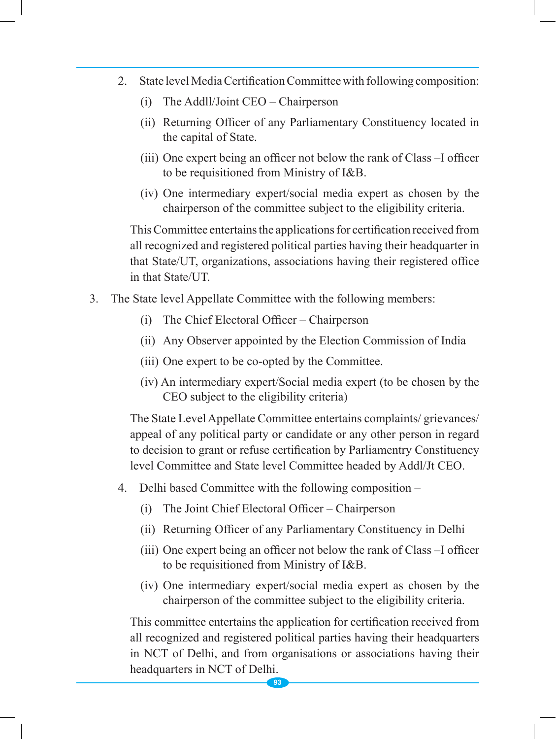2. State level Media Certification Committee with following composition:

   (i) The Addll/Joint CEO – Chairperson

   (ii) Returning Officer of any Parliamentary Constituency located in the capital of State.

   (iii) One expert being an officer not below the rank of Class –I officer to be requisitioned from Ministry of I&B.

   (iv) One intermediary expert/social media expert as chosen by the chairperson of the committee subject to the eligibility criteria.

   This Committee entertains the applications for certification received from all recognized and registered political parties having their headquarter in that State/UT, organizations, associations having their registered office in that State/UT.

3. The State level Appellate Committee with the following members:

   (i) The Chief Electoral Officer – Chairperson

   (ii) Any Observer appointed by the Election Commission of India

   (iii) One expert to be co-opted by the Committee.

   (iv) An intermediary expert/Social media expert (to be chosen by the CEO subject to the eligibility criteria)

   The State Level Appellate Committee entertains complaints/ grievances/ appeal of any political party or candidate or any other person in regard to decision to grant or refuse certification by Parliamentry Constituency level Committee and State level Committee headed by Addl/Jt CEO.

4. Delhi based Committee with the following composition –

   (i) The Joint Chief Electoral Officer – Chairperson

   (ii) Returning Officer of any Parliamentary Constituency in Delhi

   (iii) One expert being an officer not below the rank of Class –I officer to be requisitioned from Ministry of I&B.

   (iv) One intermediary expert/social media expert as chosen by the chairperson of the committee subject to the eligibility criteria.

   This committee entertains the application for certification received from all recognized and registered political parties having their headquarters in NCT of Delhi, and from organisations or associations having their headquarters in NCT of Delhi.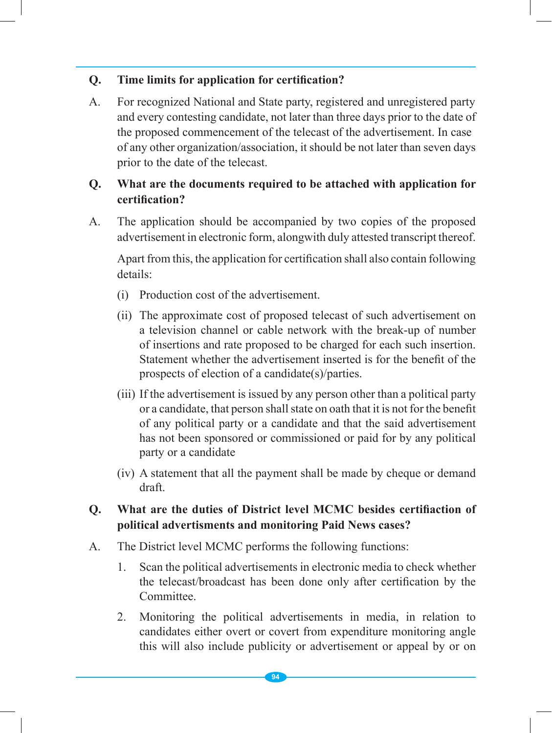**Q. Time limits for application for certification?**

A. For recognized National and State party, registered and unregistered party and every contesting candidate, not later than three days prior to the date of the proposed commencement of the telecast of the advertisement. In case of any other organization/association, it should be not later than seven days prior to the date of the telecast.

**Q. What are the documents required to be attached with application for certification?**

A. The application should be accompanied by two copies of the proposed advertisement in electronic form, alongwith duly attested transcript thereof.

Apart from this, the application for certification shall also contain following details:

(i) Production cost of the advertisement.

(ii) The approximate cost of proposed telecast of such advertisement on a television channel or cable network with the break-up of number of insertions and rate proposed to be charged for each such insertion. Statement whether the advertisement inserted is for the benefit of the prospects of election of a candidate(s)/parties.

(iii) If the advertisement is issued by any person other than a political party or a candidate, that person shall state on oath that it is not for the benefit of any political party or a candidate and that the said advertisement has not been sponsored or commissioned or paid for by any political party or a candidate

(iv) A statement that all the payment shall be made by cheque or demand draft.

**Q. What are the duties of District level MCMC besides certifiaction of political advertisments and monitoring Paid News cases?**

A. The District level MCMC performs the following functions:

1. Scan the political advertisements in electronic media to check whether the telecast/broadcast has been done only after certification by the Committee.

2. Monitoring the political advertisements in media, in relation to candidates either overt or covert from expenditure monitoring angle this will also include publicity or advertisement or appeal by or on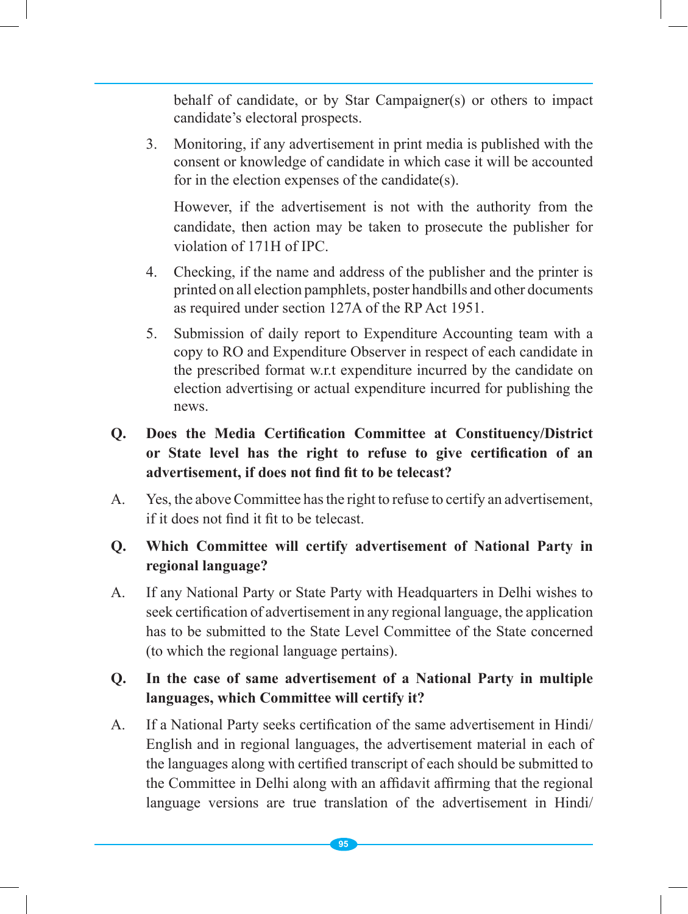behalf of candidate, or by Star Campaigner(s) or others to impact candidate's electoral prospects.

3. Monitoring, if any advertisement in print media is published with the consent or knowledge of candidate in which case it will be accounted for in the election expenses of the candidate(s).

   However, if the advertisement is not with the authority from the candidate, then action may be taken to prosecute the publisher for violation of 171H of IPC.

4. Checking, if the name and address of the publisher and the printer is printed on all election pamphlets, poster handbills and other documents as required under section 127A of the RP Act 1951.

5. Submission of daily report to Expenditure Accounting team with a copy to RO and Expenditure Observer in respect of each candidate in the prescribed format w.r.t expenditure incurred by the candidate on election advertising or actual expenditure incurred for publishing the news.

**Q. Does the Media Certification Committee at Constituency/District or State level has the right to refuse to give certification of an advertisement, if does not find fit to be telecast?**

A. Yes, the above Committee has the right to refuse to certify an advertisement, if it does not find it fit to be telecast.

**Q. Which Committee will certify advertisement of National Party in regional language?**

A. If any National Party or State Party with Headquarters in Delhi wishes to seek certification of advertisement in any regional language, the application has to be submitted to the State Level Committee of the State concerned (to which the regional language pertains).

**Q. In the case of same advertisement of a National Party in multiple languages, which Committee will certify it?**

A. If a National Party seeks certification of the same advertisement in Hindi/ English and in regional languages, the advertisement material in each of the languages along with certified transcript of each should be submitted to the Committee in Delhi along with an affidavit affirming that the regional language versions are true translation of the advertisement in Hindi/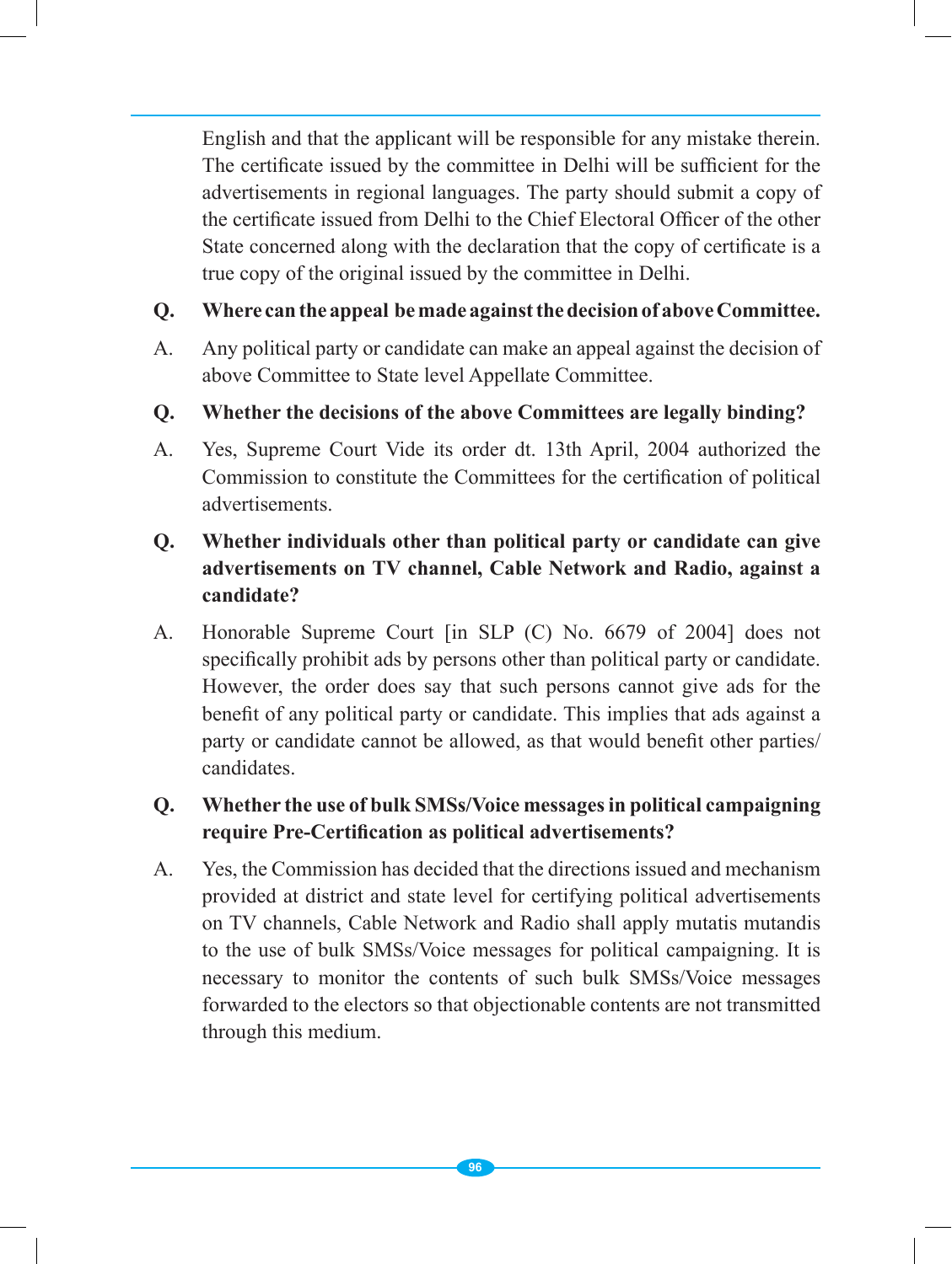English and that the applicant will be responsible for any mistake therein. The certificate issued by the committee in Delhi will be sufficient for the advertisements in regional languages. The party should submit a copy of the certificate issued from Delhi to the Chief Electoral Officer of the other State concerned along with the declaration that the copy of certificate is a true copy of the original issued by the committee in Delhi.

**Q. Where can the appeal be made against the decision of above Committee.**

A. Any political party or candidate can make an appeal against the decision of above Committee to State level Appellate Committee.

**Q. Whether the decisions of the above Committees are legally binding?**

A. Yes, Supreme Court Vide its order dt. 13th April, 2004 authorized the Commission to constitute the Committees for the certification of political advertisements.

**Q. Whether individuals other than political party or candidate can give advertisements on TV channel, Cable Network and Radio, against a candidate?**

A. Honorable Supreme Court [in SLP (C) No. 6679 of 2004] does not specifically prohibit ads by persons other than political party or candidate. However, the order does say that such persons cannot give ads for the benefit of any political party or candidate. This implies that ads against a party or candidate cannot be allowed, as that would benefit other parties/ candidates.

**Q. Whether the use of bulk SMSs/Voice messages in political campaigning require Pre-Certification as political advertisements?**

A. Yes, the Commission has decided that the directions issued and mechanism provided at district and state level for certifying political advertisements on TV channels, Cable Network and Radio shall apply mutatis mutandis to the use of bulk SMSs/Voice messages for political campaigning. It is necessary to monitor the contents of such bulk SMSs/Voice messages forwarded to the electors so that objectionable contents are not transmitted through this medium.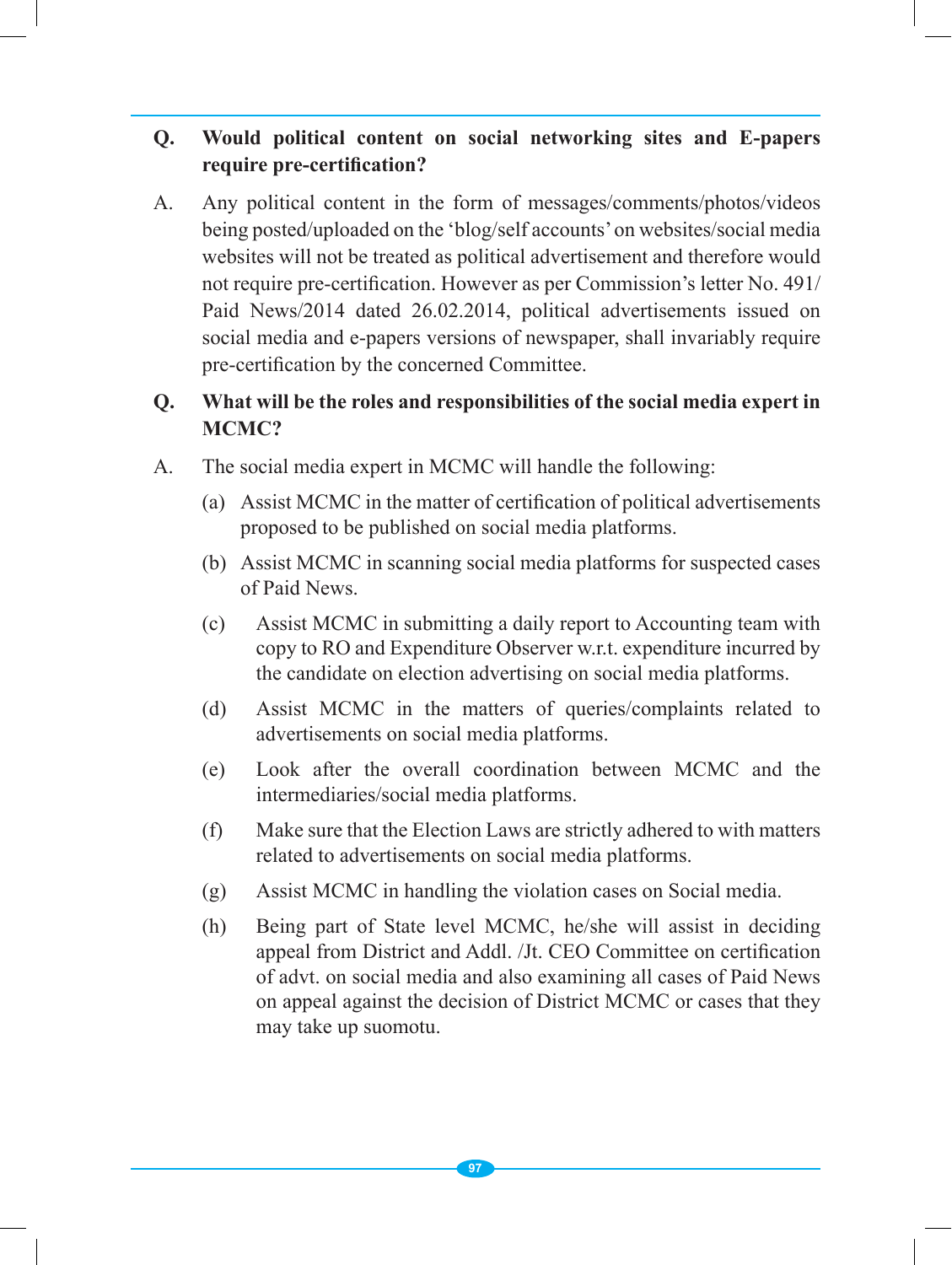**Q. Would political content on social networking sites and E-papers require pre-certification?**

A. Any political content in the form of messages/comments/photos/videos being posted/uploaded on the 'blog/self accounts' on websites/social media websites will not be treated as political advertisement and therefore would not require pre-certification. However as per Commission's letter No. 491/ Paid News/2014 dated 26.02.2014, political advertisements issued on social media and e-papers versions of newspaper, shall invariably require pre-certification by the concerned Committee.

**Q. What will be the roles and responsibilities of the social media expert in MCMC?**

A. The social media expert in MCMC will handle the following:

(a) Assist MCMC in the matter of certification of political advertisements proposed to be published on social media platforms.

(b) Assist MCMC in scanning social media platforms for suspected cases of Paid News.

(c) Assist MCMC in submitting a daily report to Accounting team with copy to RO and Expenditure Observer w.r.t. expenditure incurred by the candidate on election advertising on social media platforms.

(d) Assist MCMC in the matters of queries/complaints related to advertisements on social media platforms.

(e) Look after the overall coordination between MCMC and the intermediaries/social media platforms.

(f) Make sure that the Election Laws are strictly adhered to with matters related to advertisements on social media platforms.

(g) Assist MCMC in handling the violation cases on Social media.

(h) Being part of State level MCMC, he/she will assist in deciding appeal from District and Addl. /Jt. CEO Committee on certification of advt. on social media and also examining all cases of Paid News on appeal against the decision of District MCMC or cases that they may take up suomotu.